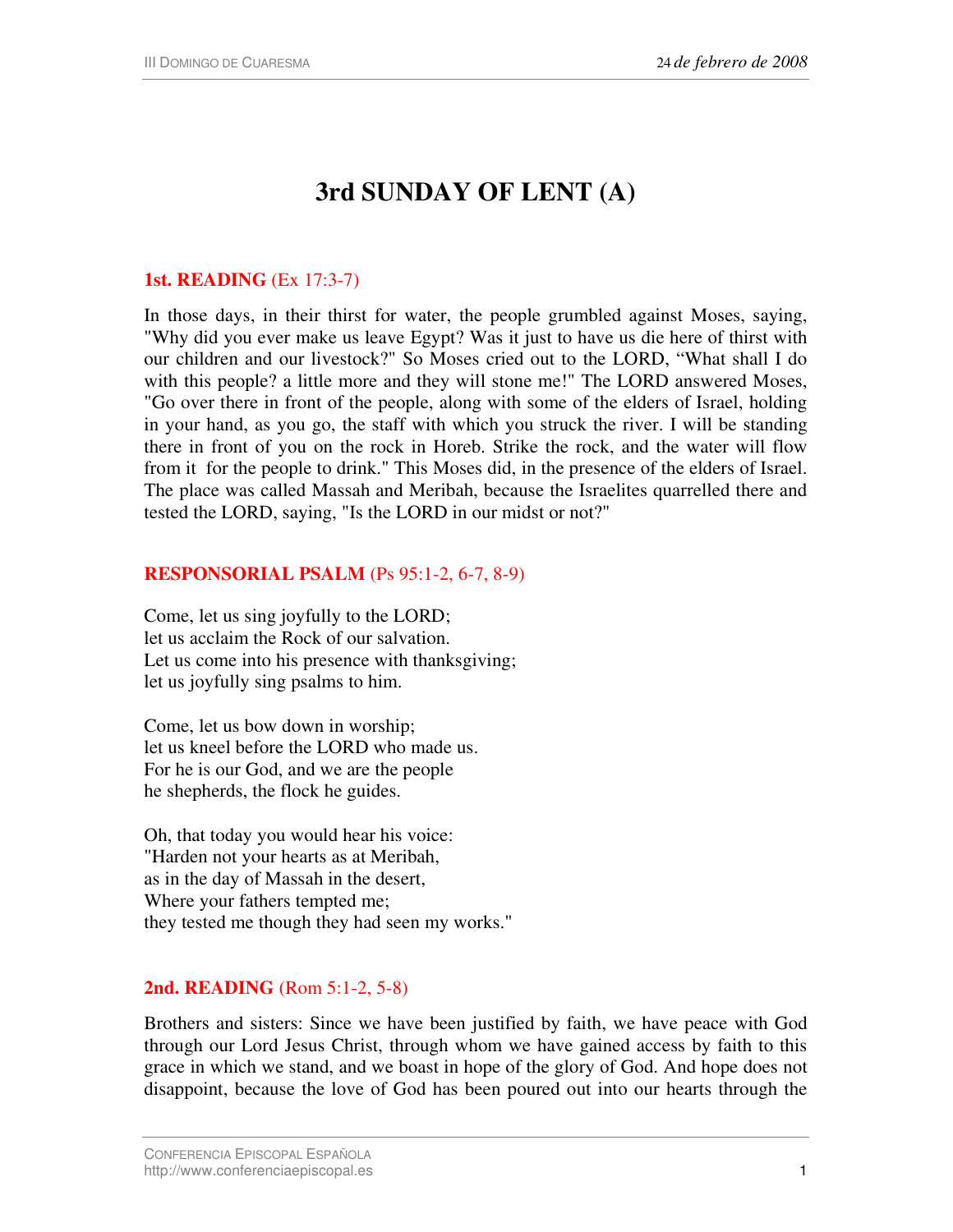# 3rd SUNDAY OF LENT (A)

**1st. READING** (Ex 17:3-7)

In those days, in their thirst for water, the people grumbled against Moses, saying, "Why did you ever make us leave Egypt? Was it just to have us die here of thirst with our children and our livestock?" So Moses cried out to the LORD, “What shall I do with this people? a little more and they will stone me!" The LORD answered Moses, "Go over there in front of the people, along with some of the elders of Israel, holding in your hand, as you go, the staff with which you struck the river. I will be standing there in front of you on the rock in Horeb. Strike the rock, and the water will flow from it for the people to drink." This Moses did, in the presence of the elders of Israel. The place was called Massah and Meribah, because the Israelites quarrelled there and tested the LORD, saying, "Is the LORD in our midst or not?"

**RESPONSORIAL PSALM** (Ps 95:1-2, 6-7, 8-9)

Come, let us sing joyfully to the LORD;
let us acclaim the Rock of our salvation.
Let us come into his presence with thanksgiving;
let us joyfully sing psalms to him.

Come, let us bow down in worship;
let us kneel before the LORD who made us.
For he is our God, and we are the people
he shepherds, the flock he guides.

Oh, that today you would hear his voice:
"Harden not your hearts as at Meribah,
as in the day of Massah in the desert,
Where your fathers tempted me;
they tested me though they had seen my works."

**2nd. READING** (Rom 5:1-2, 5-8)

Brothers and sisters: Since we have been justified by faith, we have peace with God through our Lord Jesus Christ, through whom we have gained access by faith to this grace in which we stand, and we boast in hope of the glory of God. And hope does not disappoint, because the love of God has been poured out into our hearts through the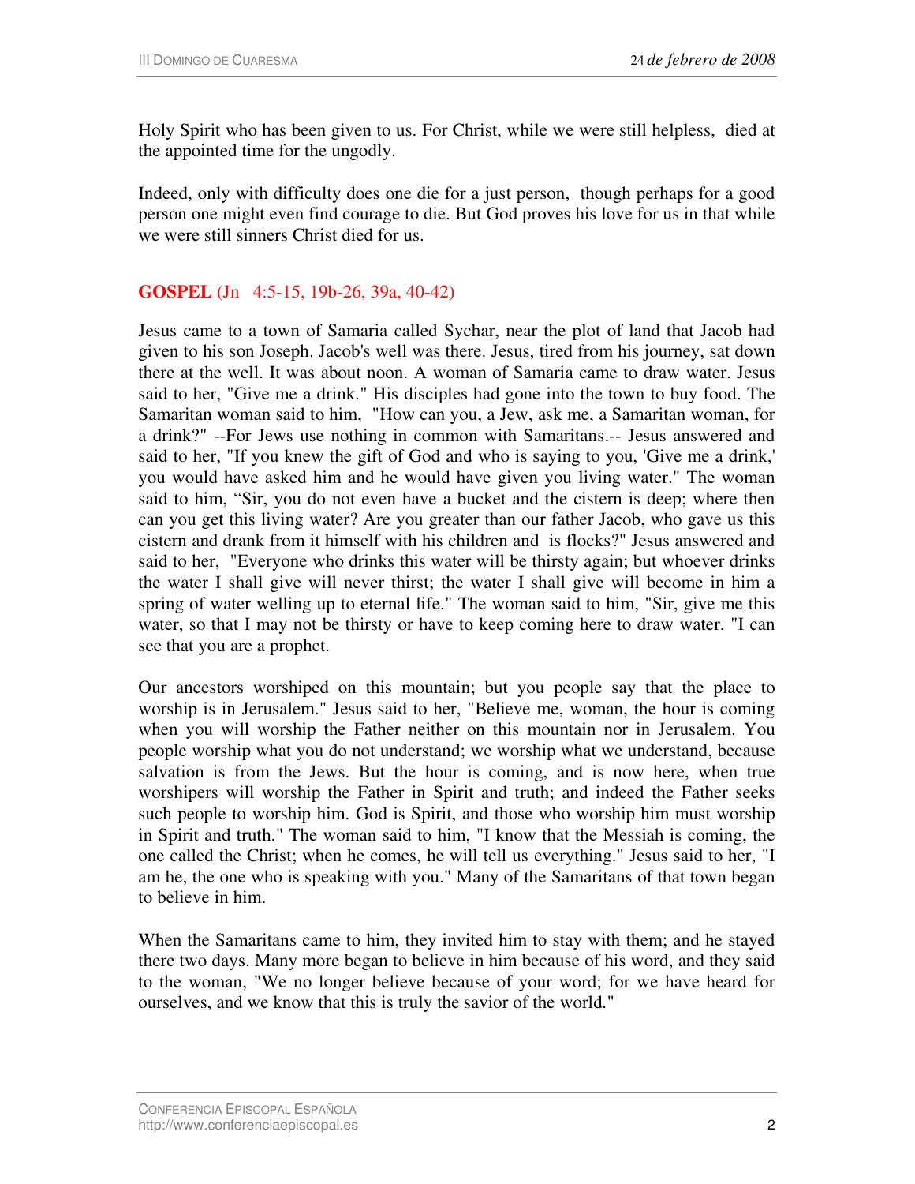Holy Spirit who has been given to us. For Christ, while we were still helpless, died at the appointed time for the ungodly.

Indeed, only with difficulty does one die for a just person, though perhaps for a good person one might even find courage to die. But God proves his love for us in that while we were still sinners Christ died for us.

**GOSPEL** (Jn 4:5-15, 19b-26, 39a, 40-42)

Jesus came to a town of Samaria called Sychar, near the plot of land that Jacob had given to his son Joseph. Jacob's well was there. Jesus, tired from his journey, sat down there at the well. It was about noon. A woman of Samaria came to draw water. Jesus said to her, "Give me a drink." His disciples had gone into the town to buy food. The Samaritan woman said to him, "How can you, a Jew, ask me, a Samaritan woman, for a drink?" --For Jews use nothing in common with Samaritans.-- Jesus answered and said to her, "If you knew the gift of God and who is saying to you, 'Give me a drink,' you would have asked him and he would have given you living water." The woman said to him, "Sir, you do not even have a bucket and the cistern is deep; where then can you get this living water? Are you greater than our father Jacob, who gave us this cistern and drank from it himself with his children and is flocks?" Jesus answered and said to her, "Everyone who drinks this water will be thirsty again; but whoever drinks the water I shall give will never thirst; the water I shall give will become in him a spring of water welling up to eternal life." The woman said to him, "Sir, give me this water, so that I may not be thirsty or have to keep coming here to draw water. "I can see that you are a prophet.

Our ancestors worshiped on this mountain; but you people say that the place to worship is in Jerusalem." Jesus said to her, "Believe me, woman, the hour is coming when you will worship the Father neither on this mountain nor in Jerusalem. You people worship what you do not understand; we worship what we understand, because salvation is from the Jews. But the hour is coming, and is now here, when true worshipers will worship the Father in Spirit and truth; and indeed the Father seeks such people to worship him. God is Spirit, and those who worship him must worship in Spirit and truth." The woman said to him, "I know that the Messiah is coming, the one called the Christ; when he comes, he will tell us everything." Jesus said to her, "I am he, the one who is speaking with you." Many of the Samaritans of that town began to believe in him.

When the Samaritans came to him, they invited him to stay with them; and he stayed there two days. Many more began to believe in him because of his word, and they said to the woman, "We no longer believe because of your word; for we have heard for ourselves, and we know that this is truly the savior of the world."